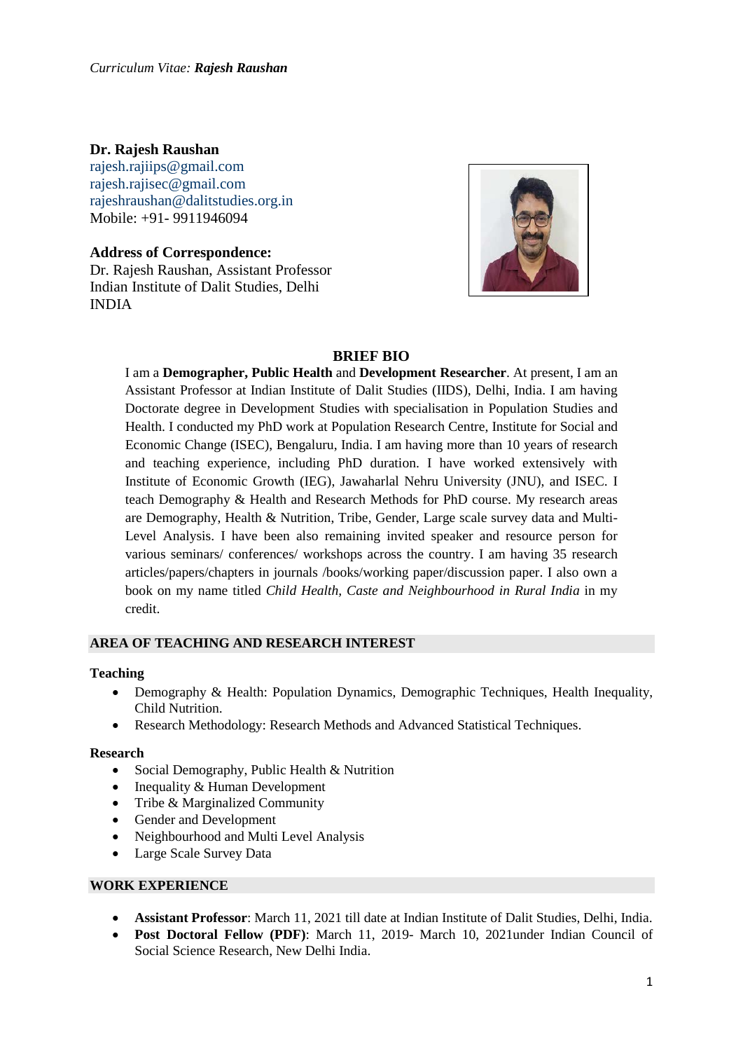**Dr. Rajesh Raushan**
rajesh.rajiips@gmail.com
rajesh.rajisec@gmail.com
rajeshraushan@dalitstudies.org.in
Mobile: +91- 9911946094

**Address of Correspondence:**
Dr. Rajesh Raushan, Assistant Professor
Indian Institute of Dalit Studies, Delhi
INDIA

## BRIEF BIO

I am a **Demographer, Public Health** and **Development Researcher**. At present, I am an Assistant Professor at Indian Institute of Dalit Studies (IIDS), Delhi, India. I am having Doctorate degree in Development Studies with specialisation in Population Studies and Health. I conducted my PhD work at Population Research Centre, Institute for Social and Economic Change (ISEC), Bengaluru, India. I am having more than 10 years of research and teaching experience, including PhD duration. I have worked extensively with Institute of Economic Growth (IEG), Jawaharlal Nehru University (JNU), and ISEC. I teach Demography & Health and Research Methods for PhD course. My research areas are Demography, Health & Nutrition, Tribe, Gender, Large scale survey data and Multi-Level Analysis. I have been also remaining invited speaker and resource person for various seminars/ conferences/ workshops across the country. I am having 35 research articles/papers/chapters in journals /books/working paper/discussion paper. I also own a book on my name titled *Child Health, Caste and Neighbourhood in Rural India* in my credit.

## AREA OF TEACHING AND RESEARCH INTEREST

### Teaching

- Demography & Health: Population Dynamics, Demographic Techniques, Health Inequality, Child Nutrition.
- Research Methodology: Research Methods and Advanced Statistical Techniques.

### Research

- Social Demography, Public Health & Nutrition
- Inequality & Human Development
- Tribe & Marginalized Community
- Gender and Development
- Neighbourhood and Multi Level Analysis
- Large Scale Survey Data

## WORK EXPERIENCE

- **Assistant Professor**: March 11, 2021 till date at Indian Institute of Dalit Studies, Delhi, India.
- **Post Doctoral Fellow (PDF)**: March 11, 2019- March 10, 2021under Indian Council of Social Science Research, New Delhi India.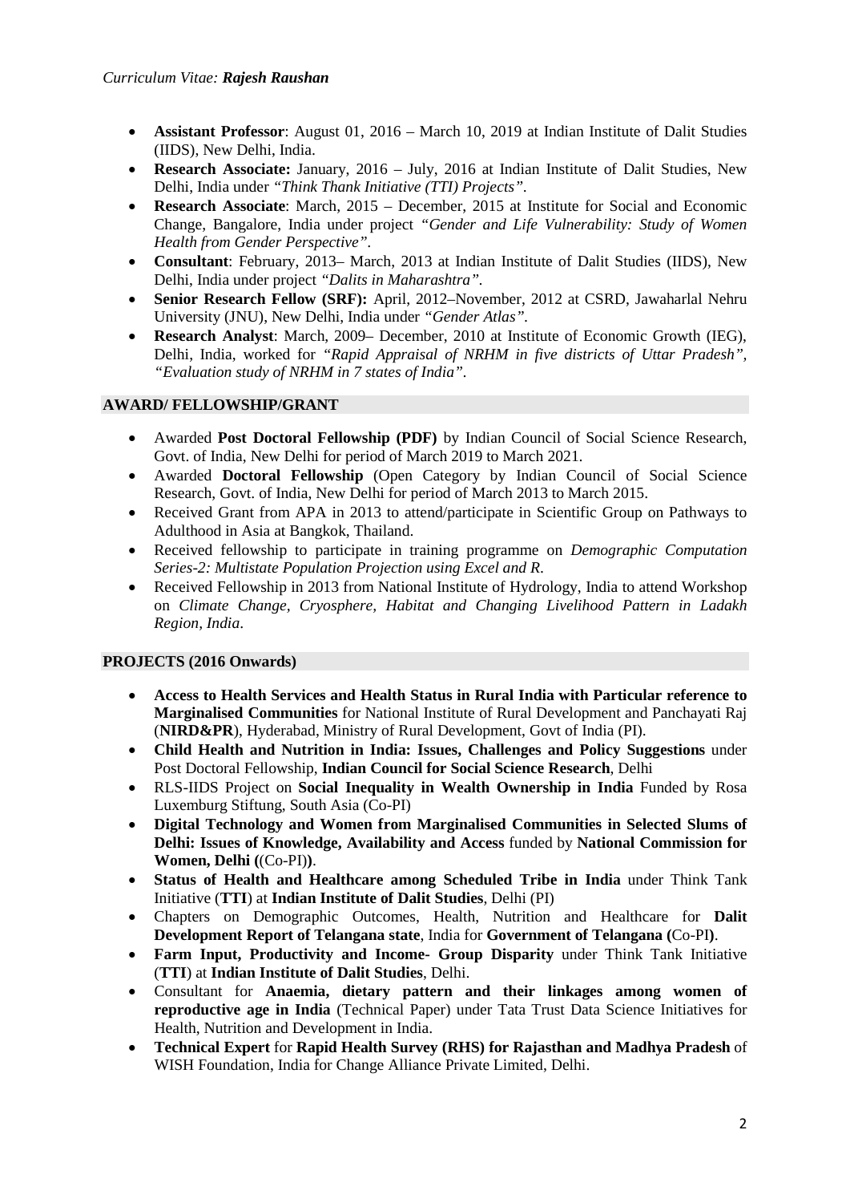- **Assistant Professor**: August 01, 2016 – March 10, 2019 at Indian Institute of Dalit Studies (IIDS), New Delhi, India.
- **Research Associate:** January, 2016 – July, 2016 at Indian Institute of Dalit Studies, New Delhi, India under *"Think Thank Initiative (TTI) Projects"*.
- **Research Associate**: March, 2015 – December, 2015 at Institute for Social and Economic Change, Bangalore, India under project *"Gender and Life Vulnerability: Study of Women Health from Gender Perspective"*.
- **Consultant**: February, 2013– March, 2013 at Indian Institute of Dalit Studies (IIDS), New Delhi, India under project *"Dalits in Maharashtra"*.
- **Senior Research Fellow (SRF):** April, 2012–November, 2012 at CSRD, Jawaharlal Nehru University (JNU), New Delhi, India under *"Gender Atlas"*.
- **Research Analyst**: March, 2009– December, 2010 at Institute of Economic Growth (IEG), Delhi, India, worked for *"Rapid Appraisal of NRHM in five districts of Uttar Pradesh", "Evaluation study of NRHM in 7 states of India"*.

## AWARD/ FELLOWSHIP/GRANT

- Awarded **Post Doctoral Fellowship (PDF)** by Indian Council of Social Science Research, Govt. of India, New Delhi for period of March 2019 to March 2021.
- Awarded **Doctoral Fellowship** (Open Category by Indian Council of Social Science Research, Govt. of India, New Delhi for period of March 2013 to March 2015.
- Received Grant from APA in 2013 to attend/participate in Scientific Group on Pathways to Adulthood in Asia at Bangkok, Thailand.
- Received fellowship to participate in training programme on *Demographic Computation Series-2: Multistate Population Projection using Excel and R*.
- Received Fellowship in 2013 from National Institute of Hydrology, India to attend Workshop on *Climate Change, Cryosphere, Habitat and Changing Livelihood Pattern in Ladakh Region, India*.

## PROJECTS (2016 Onwards)

- **Access to Health Services and Health Status in Rural India with Particular reference to Marginalised Communities** for National Institute of Rural Development and Panchayati Raj (**NIRD&PR**), Hyderabad, Ministry of Rural Development, Govt of India (PI).
- **Child Health and Nutrition in India: Issues, Challenges and Policy Suggestions** under Post Doctoral Fellowship, **Indian Council for Social Science Research**, Delhi
- RLS-IIDS Project on **Social Inequality in Wealth Ownership in India** Funded by Rosa Luxemburg Stiftung, South Asia (Co-PI)
- **Digital Technology and Women from Marginalised Communities in Selected Slums of Delhi: Issues of Knowledge, Availability and Access** funded by **National Commission for Women, Delhi (**(Co-PI)**)**.
- **Status of Health and Healthcare among Scheduled Tribe in India** under Think Tank Initiative (**TTI**) at **Indian Institute of Dalit Studies**, Delhi (PI)
- Chapters on Demographic Outcomes, Health, Nutrition and Healthcare for **Dalit Development Report of Telangana state**, India for **Government of Telangana (**Co-PI**)**.
- **Farm Input, Productivity and Income- Group Disparity** under Think Tank Initiative (**TTI**) at **Indian Institute of Dalit Studies**, Delhi.
- Consultant for **Anaemia, dietary pattern and their linkages among women of reproductive age in India** (Technical Paper) under Tata Trust Data Science Initiatives for Health, Nutrition and Development in India.
- **Technical Expert** for **Rapid Health Survey (RHS) for Rajasthan and Madhya Pradesh** of WISH Foundation, India for Change Alliance Private Limited, Delhi.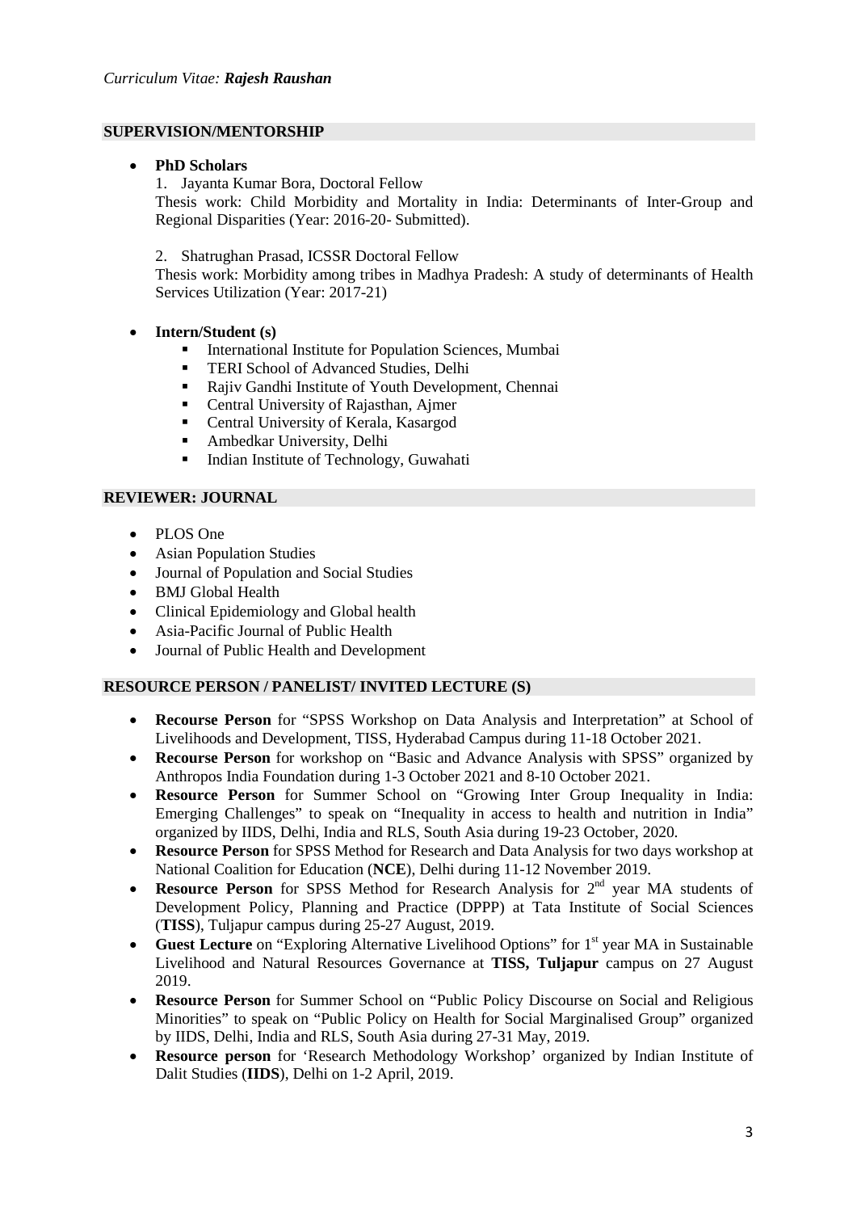## SUPERVISION/MENTORSHIP

- **PhD Scholars**

  1. Jayanta Kumar Bora, Doctoral Fellow
  
  Thesis work: Child Morbidity and Mortality in India: Determinants of Inter-Group and Regional Disparities (Year: 2016-20- Submitted).

  2. Shatrughan Prasad, ICSSR Doctoral Fellow
  
  Thesis work: Morbidity among tribes in Madhya Pradesh: A study of determinants of Health Services Utilization (Year: 2017-21)

- **Intern/Student (s)**
  - International Institute for Population Sciences, Mumbai
  - TERI School of Advanced Studies, Delhi
  - Rajiv Gandhi Institute of Youth Development, Chennai
  - Central University of Rajasthan, Ajmer
  - Central University of Kerala, Kasargod
  - Ambedkar University, Delhi
  - Indian Institute of Technology, Guwahati

## REVIEWER: JOURNAL

- PLOS One
- Asian Population Studies
- Journal of Population and Social Studies
- BMJ Global Health
- Clinical Epidemiology and Global health
- Asia-Pacific Journal of Public Health
- Journal of Public Health and Development

## RESOURCE PERSON / PANELIST/ INVITED LECTURE (S)

- **Recourse Person** for "SPSS Workshop on Data Analysis and Interpretation" at School of Livelihoods and Development, TISS, Hyderabad Campus during 11-18 October 2021.
- **Recourse Person** for workshop on "Basic and Advance Analysis with SPSS" organized by Anthropos India Foundation during 1-3 October 2021 and 8-10 October 2021.
- **Resource Person** for Summer School on "Growing Inter Group Inequality in India: Emerging Challenges" to speak on "Inequality in access to health and nutrition in India" organized by IIDS, Delhi, India and RLS, South Asia during 19-23 October, 2020.
- **Resource Person** for SPSS Method for Research and Data Analysis for two days workshop at National Coalition for Education (**NCE**), Delhi during 11-12 November 2019.
- **Resource Person** for SPSS Method for Research Analysis for 2nd year MA students of Development Policy, Planning and Practice (DPPP) at Tata Institute of Social Sciences (**TISS**), Tuljapur campus during 25-27 August, 2019.
- **Guest Lecture** on "Exploring Alternative Livelihood Options" for 1st year MA in Sustainable Livelihood and Natural Resources Governance at **TISS, Tuljapur** campus on 27 August 2019.
- **Resource Person** for Summer School on "Public Policy Discourse on Social and Religious Minorities" to speak on "Public Policy on Health for Social Marginalised Group" organized by IIDS, Delhi, India and RLS, South Asia during 27-31 May, 2019.
- **Resource person** for 'Research Methodology Workshop' organized by Indian Institute of Dalit Studies (**IIDS**), Delhi on 1-2 April, 2019.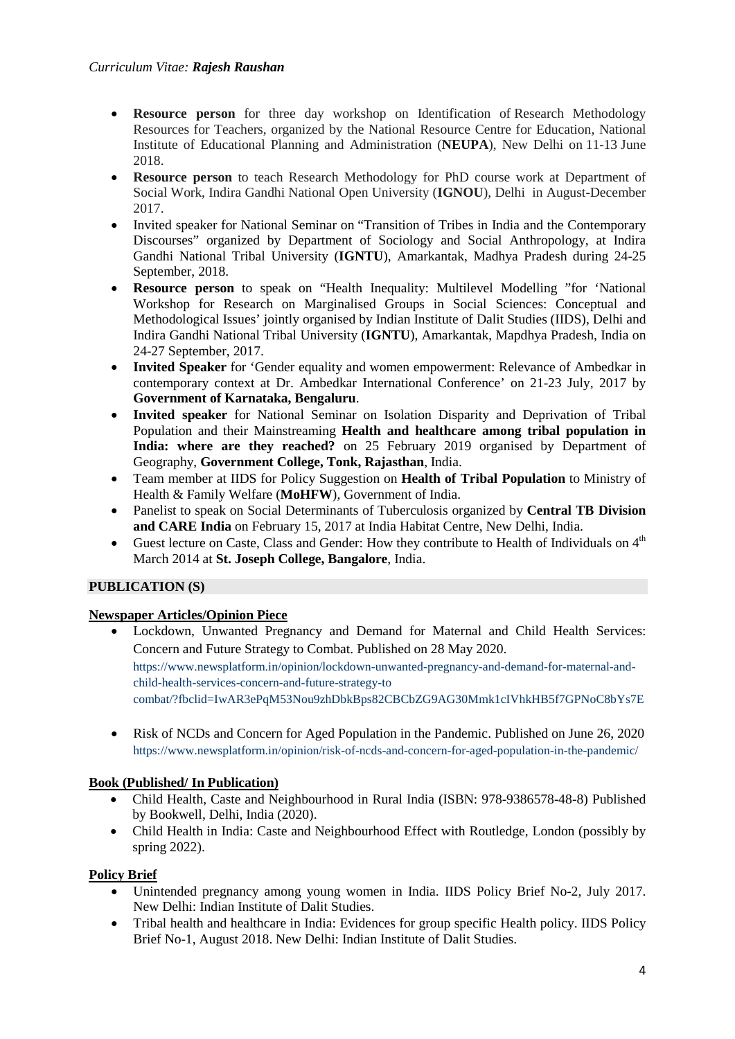- **Resource person** for three day workshop on Identification of Research Methodology Resources for Teachers, organized by the National Resource Centre for Education, National Institute of Educational Planning and Administration (**NEUPA**), New Delhi on 11-13 June 2018.
- **Resource person** to teach Research Methodology for PhD course work at Department of Social Work, Indira Gandhi National Open University (**IGNOU**), Delhi in August-December 2017.
- Invited speaker for National Seminar on "Transition of Tribes in India and the Contemporary Discourses" organized by Department of Sociology and Social Anthropology, at Indira Gandhi National Tribal University (**IGNTU**), Amarkantak, Madhya Pradesh during 24-25 September, 2018.
- **Resource person** to speak on "Health Inequality: Multilevel Modelling "for 'National Workshop for Research on Marginalised Groups in Social Sciences: Conceptual and Methodological Issues' jointly organised by Indian Institute of Dalit Studies (IIDS), Delhi and Indira Gandhi National Tribal University (**IGNTU**), Amarkantak, Mapdhya Pradesh, India on 24-27 September, 2017.
- **Invited Speaker** for 'Gender equality and women empowerment: Relevance of Ambedkar in contemporary context at Dr. Ambedkar International Conference' on 21-23 July, 2017 by **Government of Karnataka, Bengaluru**.
- **Invited speaker** for National Seminar on Isolation Disparity and Deprivation of Tribal Population and their Mainstreaming **Health and healthcare among tribal population in India: where are they reached?** on 25 February 2019 organised by Department of Geography, **Government College, Tonk, Rajasthan**, India.
- Team member at IIDS for Policy Suggestion on **Health of Tribal Population** to Ministry of Health & Family Welfare (**MoHFW**), Government of India.
- Panelist to speak on Social Determinants of Tuberculosis organized by **Central TB Division and CARE India** on February 15, 2017 at India Habitat Centre, New Delhi, India.
- Guest lecture on Caste, Class and Gender: How they contribute to Health of Individuals on 4th March 2014 at **St. Joseph College, Bangalore**, India.

## PUBLICATION (S)

### Newspaper Articles/Opinion Piece

- Lockdown, Unwanted Pregnancy and Demand for Maternal and Child Health Services: Concern and Future Strategy to Combat. Published on 28 May 2020.
  https://www.newsplatform.in/opinion/lockdown-unwanted-pregnancy-and-demand-for-maternal-and-child-health-services-concern-and-future-strategy-to-combat/?fbclid=IwAR3ePqM53Nou9zhDbkBps82CBCbZG9AG30Mmk1cIVhkHB5f7GPNoC8bYs7E

- Risk of NCDs and Concern for Aged Population in the Pandemic. Published on June 26, 2020
  https://www.newsplatform.in/opinion/risk-of-ncds-and-concern-for-aged-population-in-the-pandemic/

### Book (Published/ In Publication)

- Child Health, Caste and Neighbourhood in Rural India (ISBN: 978-9386578-48-8) Published by Bookwell, Delhi, India (2020).
- Child Health in India: Caste and Neighbourhood Effect with Routledge, London (possibly by spring 2022).

### Policy Brief

- Unintended pregnancy among young women in India. IIDS Policy Brief No-2, July 2017. New Delhi: Indian Institute of Dalit Studies.
- Tribal health and healthcare in India: Evidences for group specific Health policy. IIDS Policy Brief No-1, August 2018. New Delhi: Indian Institute of Dalit Studies.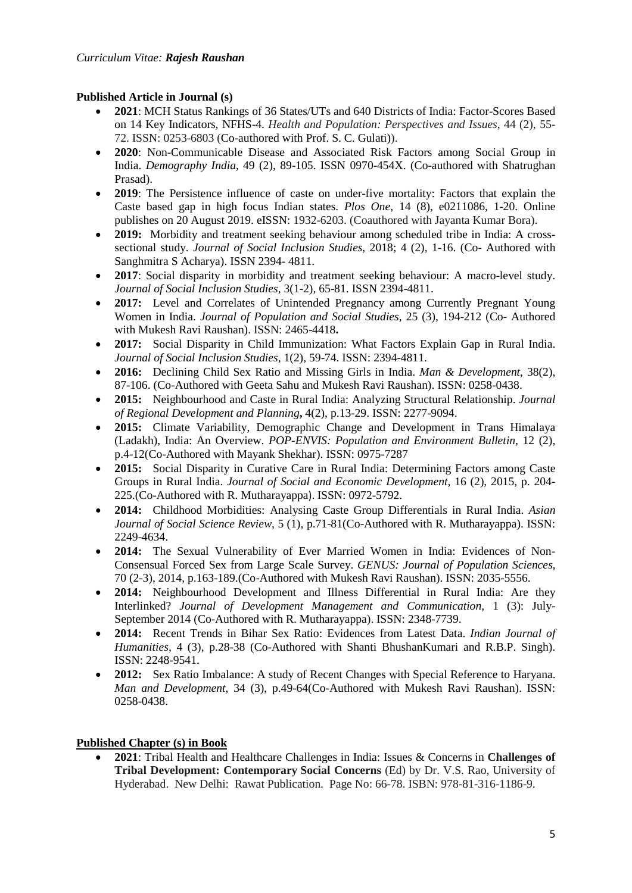**Published Article in Journal (s)**

- **2021**: MCH Status Rankings of 36 States/UTs and 640 Districts of India: Factor-Scores Based on 14 Key Indicators, NFHS-4. *Health and Population: Perspectives and Issues*, 44 (2), 55-72. ISSN: 0253-6803 (Co-authored with Prof. S. C. Gulati)).
- **2020**: Non-Communicable Disease and Associated Risk Factors among Social Group in India. *Demography India*, 49 (2), 89-105. ISSN 0970-454X. (Co-authored with Shatrughan Prasad).
- **2019**: The Persistence influence of caste on under-five mortality: Factors that explain the Caste based gap in high focus Indian states. *Plos One*, 14 (8), e0211086, 1-20. Online publishes on 20 August 2019. eISSN: 1932-6203. (Coauthored with Jayanta Kumar Bora).
- **2019:** Morbidity and treatment seeking behaviour among scheduled tribe in India: A cross-sectional study. *Journal of Social Inclusion Studies*, 2018; 4 (2), 1-16. (Co- Authored with Sanghmitra S Acharya). ISSN 2394- 4811.
- **2017**: Social disparity in morbidity and treatment seeking behaviour: A macro-level study. *Journal of Social Inclusion Studies*, 3(1-2), 65-81. ISSN 2394-4811.
- **2017:** Level and Correlates of Unintended Pregnancy among Currently Pregnant Young Women in India. *Journal of Population and Social Studies*, 25 (3), 194-212 (Co- Authored with Mukesh Ravi Raushan). ISSN: 2465-4418**.**
- **2017:** Social Disparity in Child Immunization: What Factors Explain Gap in Rural India. *Journal of Social Inclusion Studies*, 1(2), 59-74. ISSN: 2394-4811.
- **2016:** Declining Child Sex Ratio and Missing Girls in India. *Man & Development*, 38(2), 87-106. (Co-Authored with Geeta Sahu and Mukesh Ravi Raushan). ISSN: 0258-0438.
- **2015:** Neighbourhood and Caste in Rural India: Analyzing Structural Relationship. *Journal of Regional Development and Planning***,** 4(2), p.13-29. ISSN: 2277-9094.
- **2015:** Climate Variability, Demographic Change and Development in Trans Himalaya (Ladakh), India: An Overview. *POP-ENVIS: Population and Environment Bulletin*, 12 (2), p.4-12(Co-Authored with Mayank Shekhar). ISSN: 0975-7287
- **2015:** Social Disparity in Curative Care in Rural India: Determining Factors among Caste Groups in Rural India. *Journal of Social and Economic Development,* 16 (2), 2015, p. 204-225.(Co-Authored with R. Mutharayappa). ISSN: 0972-5792.
- **2014:** Childhood Morbidities: Analysing Caste Group Differentials in Rural India. *Asian Journal of Social Science Review*, 5 (1), p.71-81(Co-Authored with R. Mutharayappa). ISSN: 2249-4634.
- **2014:** The Sexual Vulnerability of Ever Married Women in India: Evidences of Non-Consensual Forced Sex from Large Scale Survey. *GENUS: Journal of Population Sciences*, 70 (2-3), 2014, p.163-189.(Co-Authored with Mukesh Ravi Raushan). ISSN: 2035-5556.
- **2014:** Neighbourhood Development and Illness Differential in Rural India: Are they Interlinked? *Journal of Development Management and Communication*, 1 (3): July-September 2014 (Co-Authored with R. Mutharayappa). ISSN: 2348-7739.
- **2014:** Recent Trends in Bihar Sex Ratio: Evidences from Latest Data. *Indian Journal of Humanities*, 4 (3), p.28-38 (Co-Authored with Shanti BhushanKumari and R.B.P. Singh). ISSN: 2248-9541.
- **2012:** Sex Ratio Imbalance: A study of Recent Changes with Special Reference to Haryana. *Man and Development*, 34 (3), p.49-64(Co-Authored with Mukesh Ravi Raushan). ISSN: 0258-0438.

**Published Chapter (s) in Book**

- **2021**: Tribal Health and Healthcare Challenges in India: Issues & Concerns in **Challenges of Tribal Development: Contemporary Social Concerns** (Ed) by Dr. V.S. Rao, University of Hyderabad. New Delhi: Rawat Publication. Page No: 66-78. ISBN: 978-81-316-1186-9.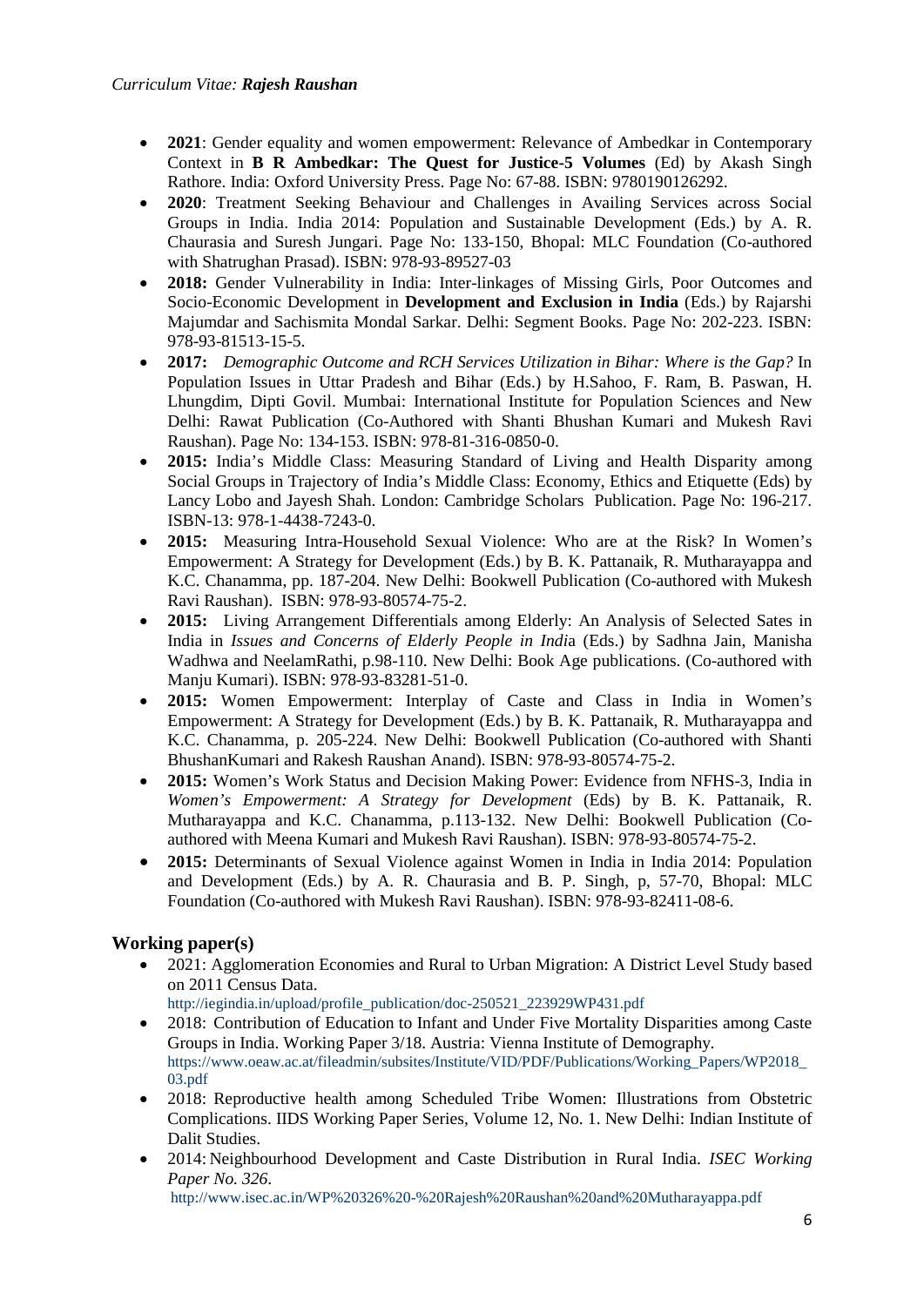- **2021**: Gender equality and women empowerment: Relevance of Ambedkar in Contemporary Context in **B R Ambedkar: The Quest for Justice-5 Volumes** (Ed) by Akash Singh Rathore. India: Oxford University Press. Page No: 67-88. ISBN: 9780190126292.
- **2020**: Treatment Seeking Behaviour and Challenges in Availing Services across Social Groups in India. India 2014: Population and Sustainable Development (Eds.) by A. R. Chaurasia and Suresh Jungari. Page No: 133-150, Bhopal: MLC Foundation (Co-authored with Shatrughan Prasad). ISBN: 978-93-89527-03
- **2018:** Gender Vulnerability in India: Inter-linkages of Missing Girls, Poor Outcomes and Socio-Economic Development in **Development and Exclusion in India** (Eds.) by Rajarshi Majumdar and Sachismita Mondal Sarkar. Delhi: Segment Books. Page No: 202-223. ISBN: 978-93-81513-15-5.
- **2017:** *Demographic Outcome and RCH Services Utilization in Bihar: Where is the Gap?* In Population Issues in Uttar Pradesh and Bihar (Eds.) by H.Sahoo, F. Ram, B. Paswan, H. Lhungdim, Dipti Govil. Mumbai: International Institute for Population Sciences and New Delhi: Rawat Publication (Co-Authored with Shanti Bhushan Kumari and Mukesh Ravi Raushan). Page No: 134-153. ISBN: 978-81-316-0850-0.
- **2015:** India's Middle Class: Measuring Standard of Living and Health Disparity among Social Groups in Trajectory of India's Middle Class: Economy, Ethics and Etiquette (Eds) by Lancy Lobo and Jayesh Shah. London: Cambridge Scholars Publication. Page No: 196-217. ISBN-13: 978-1-4438-7243-0.
- **2015:** Measuring Intra-Household Sexual Violence: Who are at the Risk? In Women's Empowerment: A Strategy for Development (Eds.) by B. K. Pattanaik, R. Mutharayappa and K.C. Chanamma, pp. 187-204. New Delhi: Bookwell Publication (Co-authored with Mukesh Ravi Raushan). ISBN: 978-93-80574-75-2.
- **2015:** Living Arrangement Differentials among Elderly: An Analysis of Selected Sates in India in *Issues and Concerns of Elderly People in India* (Eds.) by Sadhna Jain, Manisha Wadhwa and NeelamRathi, p.98-110. New Delhi: Book Age publications. (Co-authored with Manju Kumari). ISBN: 978-93-83281-51-0.
- **2015:** Women Empowerment: Interplay of Caste and Class in India in Women's Empowerment: A Strategy for Development (Eds.) by B. K. Pattanaik, R. Mutharayappa and K.C. Chanamma, p. 205-224. New Delhi: Bookwell Publication (Co-authored with Shanti BhushanKumari and Rakesh Raushan Anand). ISBN: 978-93-80574-75-2.
- **2015:** Women's Work Status and Decision Making Power: Evidence from NFHS-3, India in *Women's Empowerment: A Strategy for Development* (Eds) by B. K. Pattanaik, R. Mutharayappa and K.C. Chanamma, p.113-132. New Delhi: Bookwell Publication (Co-authored with Meena Kumari and Mukesh Ravi Raushan). ISBN: 978-93-80574-75-2.
- **2015:** Determinants of Sexual Violence against Women in India in India 2014: Population and Development (Eds.) by A. R. Chaurasia and B. P. Singh, p, 57-70, Bhopal: MLC Foundation (Co-authored with Mukesh Ravi Raushan). ISBN: 978-93-82411-08-6.

## Working paper(s)

- 2021: Agglomeration Economies and Rural to Urban Migration: A District Level Study based on 2011 Census Data.
  http://iegindia.in/upload/profile_publication/doc-250521_223929WP431.pdf
- 2018: Contribution of Education to Infant and Under Five Mortality Disparities among Caste Groups in India. Working Paper 3/18. Austria: Vienna Institute of Demography.
  https://www.oeaw.ac.at/fileadmin/subsites/Institute/VID/PDF/Publications/Working_Papers/WP2018_03.pdf
- 2018: Reproductive health among Scheduled Tribe Women: Illustrations from Obstetric Complications. IIDS Working Paper Series, Volume 12, No. 1. New Delhi: Indian Institute of Dalit Studies.
- 2014: Neighbourhood Development and Caste Distribution in Rural India. *ISEC Working Paper No. 326*.
  http://www.isec.ac.in/WP%20326%20-%20Rajesh%20Raushan%20and%20Mutharayappa.pdf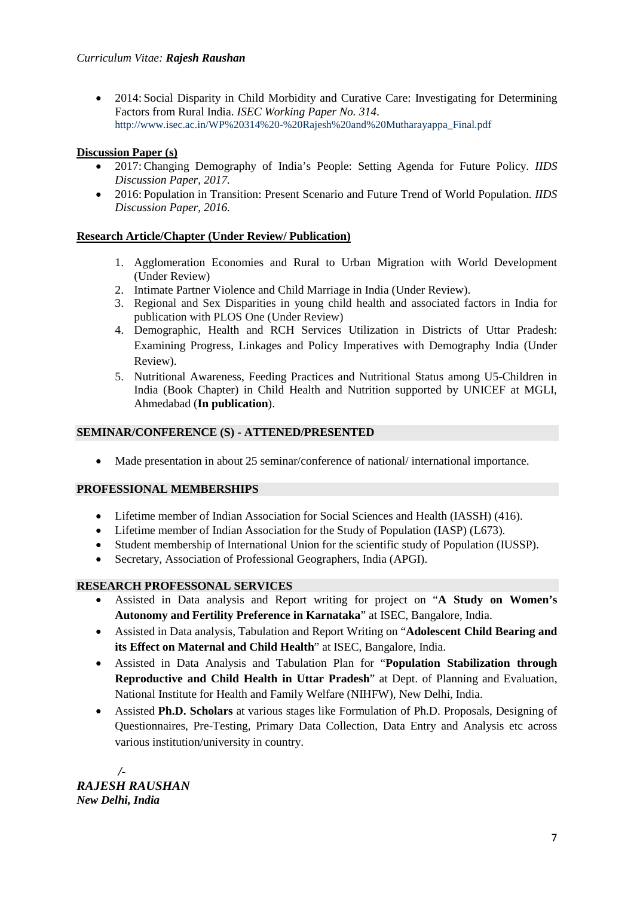- 2014: Social Disparity in Child Morbidity and Curative Care: Investigating for Determining Factors from Rural India. *ISEC Working Paper No. 314*. http://www.isec.ac.in/WP%20314%20-%20Rajesh%20and%20Mutharayappa_Final.pdf

**Discussion Paper (s)**

- 2017: Changing Demography of India's People: Setting Agenda for Future Policy. *IIDS Discussion Paper, 2017.*
- 2016: Population in Transition: Present Scenario and Future Trend of World Population. *IIDS Discussion Paper, 2016.*

**Research Article/Chapter (Under Review/ Publication)**

1. Agglomeration Economies and Rural to Urban Migration with World Development (Under Review)
2. Intimate Partner Violence and Child Marriage in India (Under Review).
3. Regional and Sex Disparities in young child health and associated factors in India for publication with PLOS One (Under Review)
4. Demographic, Health and RCH Services Utilization in Districts of Uttar Pradesh: Examining Progress, Linkages and Policy Imperatives with Demography India (Under Review).
5. Nutritional Awareness, Feeding Practices and Nutritional Status among U5-Children in India (Book Chapter) in Child Health and Nutrition supported by UNICEF at MGLI, Ahmedabad (**In publication**).

## SEMINAR/CONFERENCE (S) - ATTENED/PRESENTED

- Made presentation in about 25 seminar/conference of national/ international importance.

## PROFESSIONAL MEMBERSHIPS

- Lifetime member of Indian Association for Social Sciences and Health (IASSH) (416).
- Lifetime member of Indian Association for the Study of Population (IASP) (L673).
- Student membership of International Union for the scientific study of Population (IUSSP).
- Secretary, Association of Professional Geographers, India (APGI).

## RESEARCH PROFESSONAL SERVICES

- Assisted in Data analysis and Report writing for project on "**A Study on Women's Autonomy and Fertility Preference in Karnataka**" at ISEC, Bangalore, India.
- Assisted in Data analysis, Tabulation and Report Writing on "**Adolescent Child Bearing and its Effect on Maternal and Child Health**" at ISEC, Bangalore, India.
- Assisted in Data Analysis and Tabulation Plan for "**Population Stabilization through Reproductive and Child Health in Uttar Pradesh**" at Dept. of Planning and Evaluation, National Institute for Health and Family Welfare (NIHFW), New Delhi, India.
- Assisted **Ph.D. Scholars** at various stages like Formulation of Ph.D. Proposals, Designing of Questionnaires, Pre-Testing, Primary Data Collection, Data Entry and Analysis etc across various institution/university in country.

*/-*

***RAJESH RAUSHAN***
***New Delhi, India***